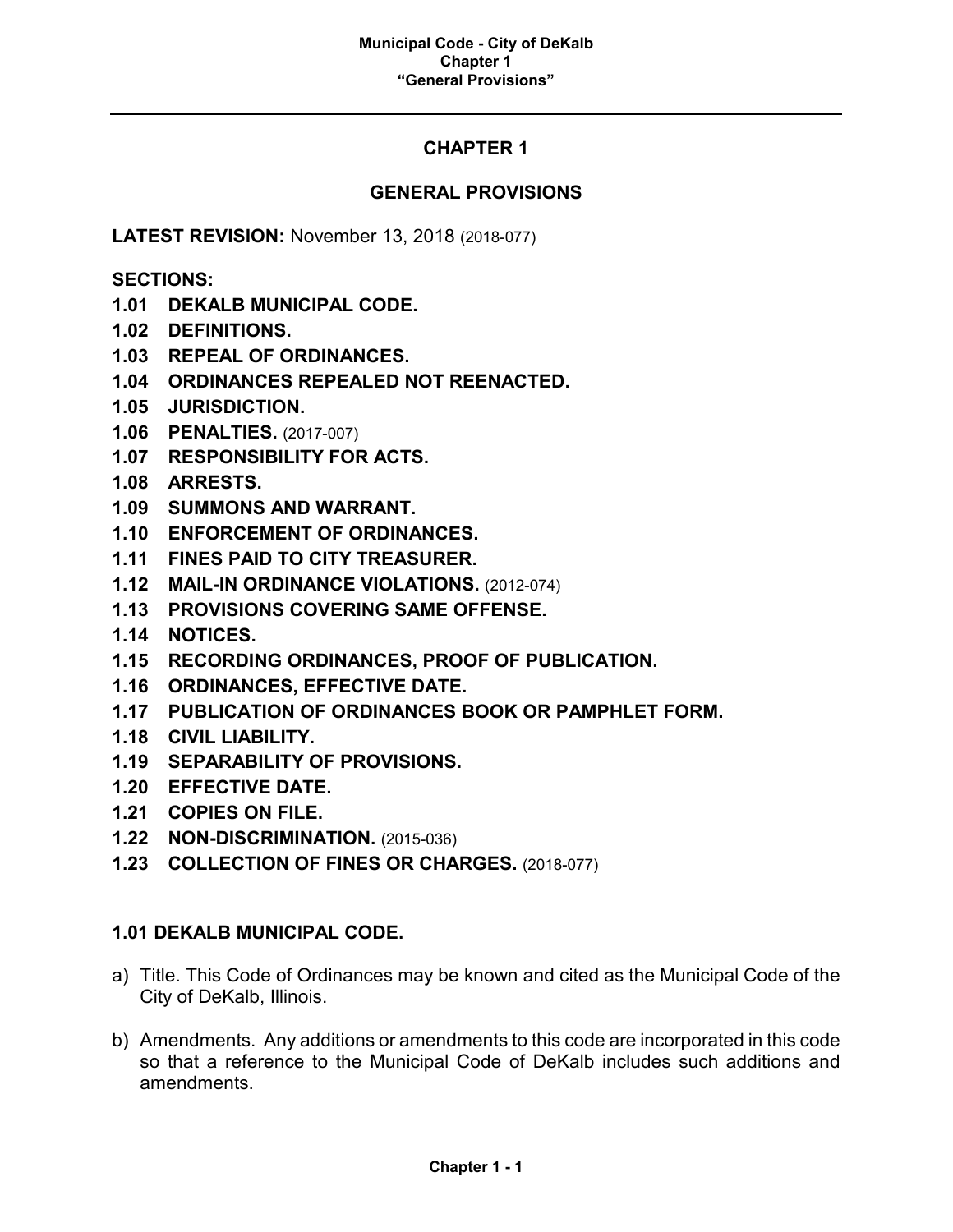# CHAPTER 1

## GENERAL PROVISIONS

**LATEST REVISION:** November 13, 2018 (2018-077)

**SECTIONS:**

**1.01 DEKALB MUNICIPAL CODE.**
**1.02 DEFINITIONS.**
**1.03 REPEAL OF ORDINANCES.**
**1.04 ORDINANCES REPEALED NOT REENACTED.**
**1.05 JURISDICTION.**
**1.06 PENALTIES.** (2017-007)
**1.07 RESPONSIBILITY FOR ACTS.**
**1.08 ARRESTS.**
**1.09 SUMMONS AND WARRANT.**
**1.10 ENFORCEMENT OF ORDINANCES.**
**1.11 FINES PAID TO CITY TREASURER.**
**1.12 MAIL-IN ORDINANCE VIOLATIONS.** (2012-074)
**1.13 PROVISIONS COVERING SAME OFFENSE.**
**1.14 NOTICES.**
**1.15 RECORDING ORDINANCES, PROOF OF PUBLICATION.**
**1.16 ORDINANCES, EFFECTIVE DATE.**
**1.17 PUBLICATION OF ORDINANCES BOOK OR PAMPHLET FORM.**
**1.18 CIVIL LIABILITY.**
**1.19 SEPARABILITY OF PROVISIONS.**
**1.20 EFFECTIVE DATE.**
**1.21 COPIES ON FILE.**
**1.22 NON-DISCRIMINATION.** (2015-036)
**1.23 COLLECTION OF FINES OR CHARGES.** (2018-077)

### 1.01 DEKALB MUNICIPAL CODE.

a) Title. This Code of Ordinances may be known and cited as the Municipal Code of the City of DeKalb, Illinois.

b) Amendments. Any additions or amendments to this code are incorporated in this code so that a reference to the Municipal Code of DeKalb includes such additions and amendments.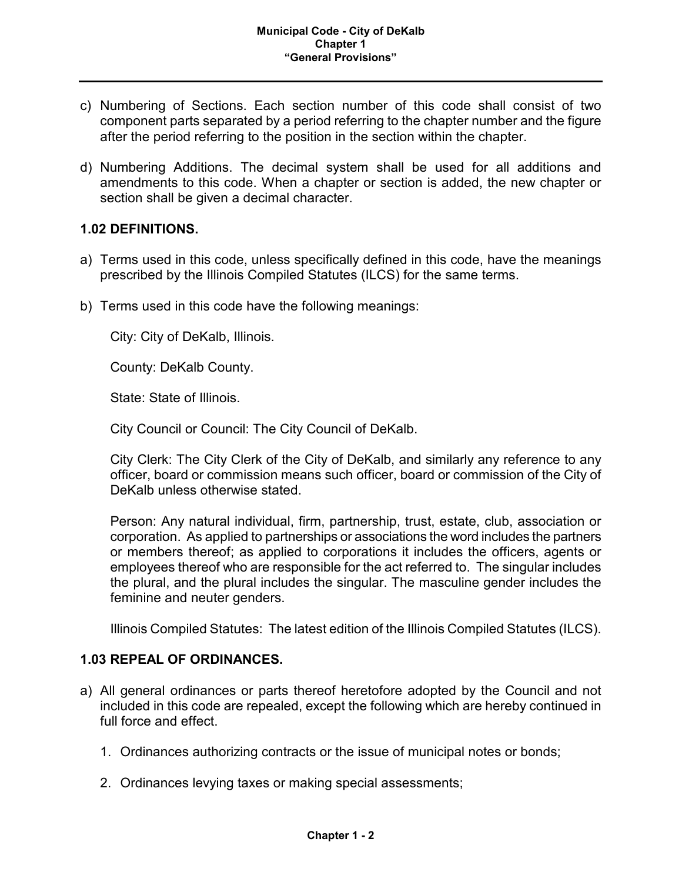c) Numbering of Sections. Each section number of this code shall consist of two component parts separated by a period referring to the chapter number and the figure after the period referring to the position in the section within the chapter.

d) Numbering Additions. The decimal system shall be used for all additions and amendments to this code. When a chapter or section is added, the new chapter or section shall be given a decimal character.

## 1.02 DEFINITIONS.

a) Terms used in this code, unless specifically defined in this code, have the meanings prescribed by the Illinois Compiled Statutes (ILCS) for the same terms.

b) Terms used in this code have the following meanings:

   City: City of DeKalb, Illinois.

   County: DeKalb County.

   State: State of Illinois.

   City Council or Council: The City Council of DeKalb.

   City Clerk: The City Clerk of the City of DeKalb, and similarly any reference to any officer, board or commission means such officer, board or commission of the City of DeKalb unless otherwise stated.

   Person: Any natural individual, firm, partnership, trust, estate, club, association or corporation. As applied to partnerships or associations the word includes the partners or members thereof; as applied to corporations it includes the officers, agents or employees thereof who are responsible for the act referred to. The singular includes the plural, and the plural includes the singular. The masculine gender includes the feminine and neuter genders.

   Illinois Compiled Statutes: The latest edition of the Illinois Compiled Statutes (ILCS).

## 1.03 REPEAL OF ORDINANCES.

a) All general ordinances or parts thereof heretofore adopted by the Council and not included in this code are repealed, except the following which are hereby continued in full force and effect.

   1. Ordinances authorizing contracts or the issue of municipal notes or bonds;

   2. Ordinances levying taxes or making special assessments;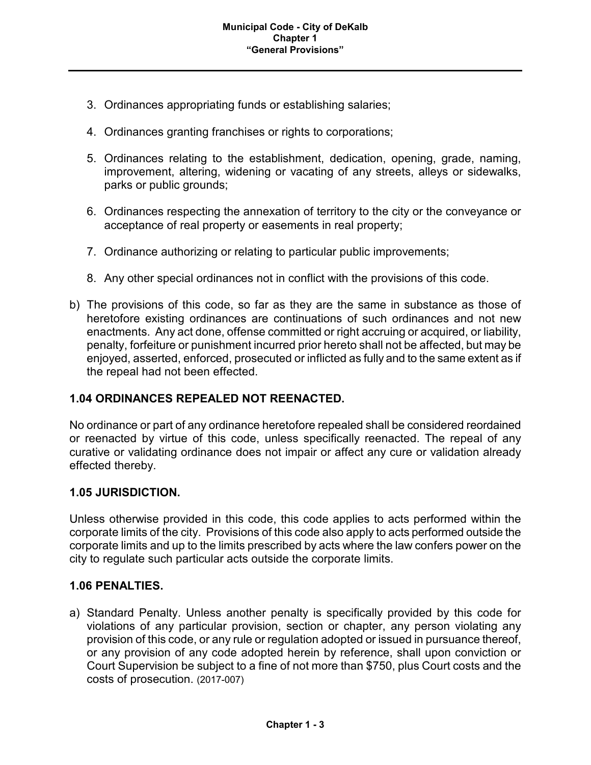3. Ordinances appropriating funds or establishing salaries;

4. Ordinances granting franchises or rights to corporations;

5. Ordinances relating to the establishment, dedication, opening, grade, naming, improvement, altering, widening or vacating of any streets, alleys or sidewalks, parks or public grounds;

6. Ordinances respecting the annexation of territory to the city or the conveyance or acceptance of real property or easements in real property;

7. Ordinance authorizing or relating to particular public improvements;

8. Any other special ordinances not in conflict with the provisions of this code.

b) The provisions of this code, so far as they are the same in substance as those of heretofore existing ordinances are continuations of such ordinances and not new enactments. Any act done, offense committed or right accruing or acquired, or liability, penalty, forfeiture or punishment incurred prior hereto shall not be affected, but may be enjoyed, asserted, enforced, prosecuted or inflicted as fully and to the same extent as if the repeal had not been effected.

**1.04 ORDINANCES REPEALED NOT REENACTED.**

No ordinance or part of any ordinance heretofore repealed shall be considered reordained or reenacted by virtue of this code, unless specifically reenacted. The repeal of any curative or validating ordinance does not impair or affect any cure or validation already effected thereby.

**1.05 JURISDICTION.**

Unless otherwise provided in this code, this code applies to acts performed within the corporate limits of the city. Provisions of this code also apply to acts performed outside the corporate limits and up to the limits prescribed by acts where the law confers power on the city to regulate such particular acts outside the corporate limits.

**1.06 PENALTIES.**

a) Standard Penalty. Unless another penalty is specifically provided by this code for violations of any particular provision, section or chapter, any person violating any provision of this code, or any rule or regulation adopted or issued in pursuance thereof, or any provision of any code adopted herein by reference, shall upon conviction or Court Supervision be subject to a fine of not more than $750, plus Court costs and the costs of prosecution. (2017-007)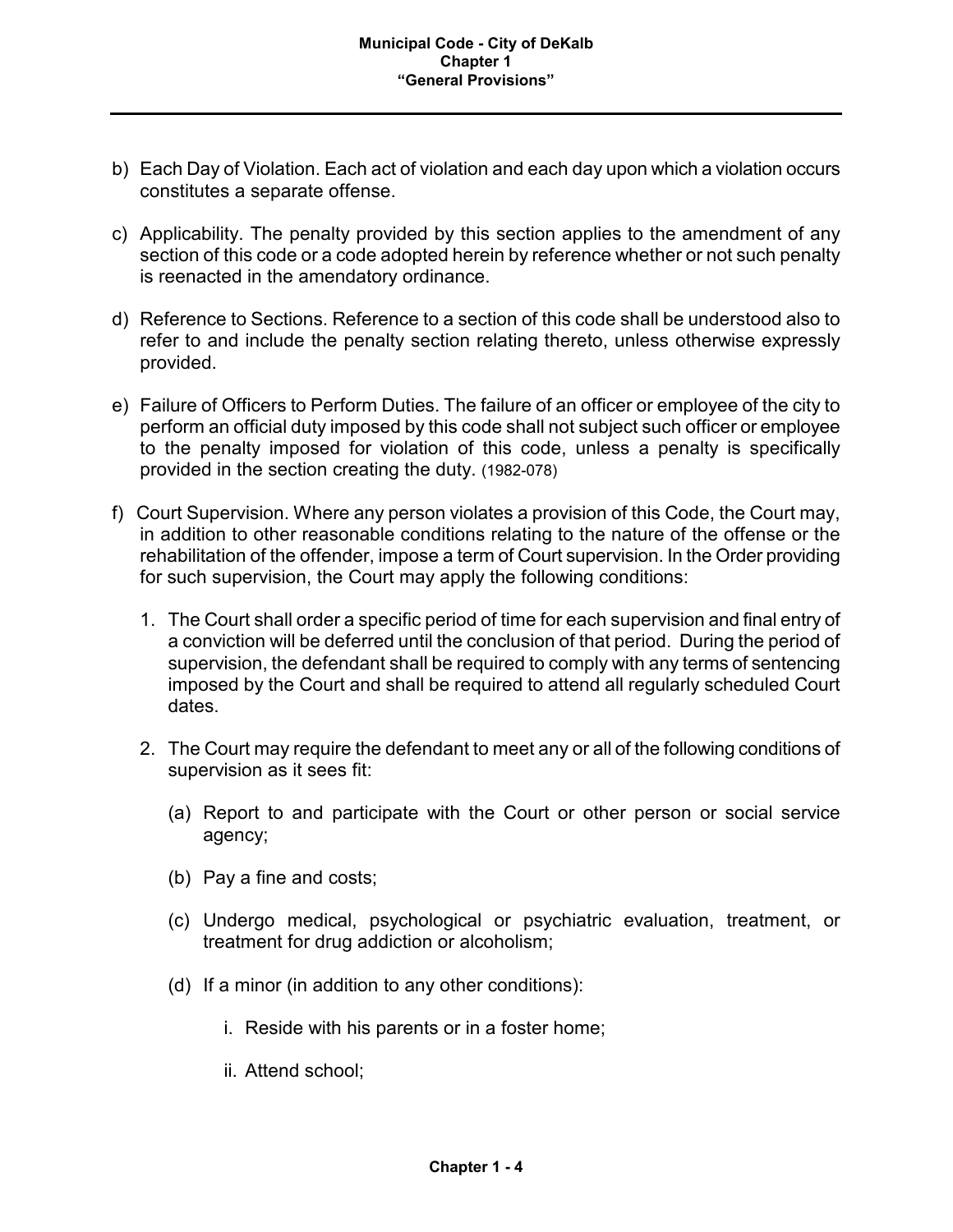b) Each Day of Violation. Each act of violation and each day upon which a violation occurs constitutes a separate offense.

c) Applicability. The penalty provided by this section applies to the amendment of any section of this code or a code adopted herein by reference whether or not such penalty is reenacted in the amendatory ordinance.

d) Reference to Sections. Reference to a section of this code shall be understood also to refer to and include the penalty section relating thereto, unless otherwise expressly provided.

e) Failure of Officers to Perform Duties. The failure of an officer or employee of the city to perform an official duty imposed by this code shall not subject such officer or employee to the penalty imposed for violation of this code, unless a penalty is specifically provided in the section creating the duty. (1982-078)

f) Court Supervision. Where any person violates a provision of this Code, the Court may, in addition to other reasonable conditions relating to the nature of the offense or the rehabilitation of the offender, impose a term of Court supervision. In the Order providing for such supervision, the Court may apply the following conditions:

   1. The Court shall order a specific period of time for each supervision and final entry of a conviction will be deferred until the conclusion of that period. During the period of supervision, the defendant shall be required to comply with any terms of sentencing imposed by the Court and shall be required to attend all regularly scheduled Court dates.

   2. The Court may require the defendant to meet any or all of the following conditions of supervision as it sees fit:

      (a) Report to and participate with the Court or other person or social service agency;

      (b) Pay a fine and costs;

      (c) Undergo medical, psychological or psychiatric evaluation, treatment, or treatment for drug addiction or alcoholism;

      (d) If a minor (in addition to any other conditions):

         i. Reside with his parents or in a foster home;

         ii. Attend school;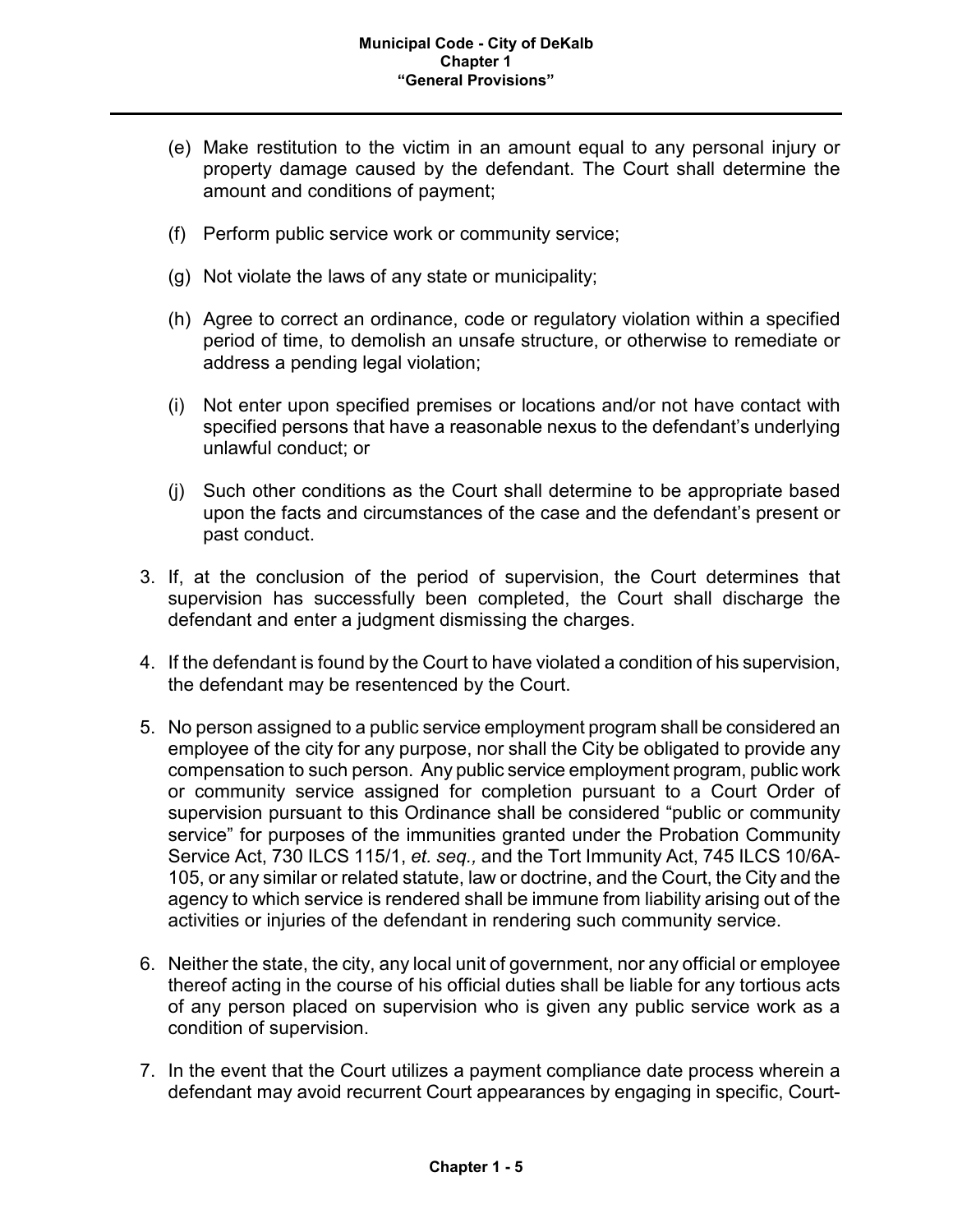(e) Make restitution to the victim in an amount equal to any personal injury or property damage caused by the defendant. The Court shall determine the amount and conditions of payment;

(f) Perform public service work or community service;

(g) Not violate the laws of any state or municipality;

(h) Agree to correct an ordinance, code or regulatory violation within a specified period of time, to demolish an unsafe structure, or otherwise to remediate or address a pending legal violation;

(i) Not enter upon specified premises or locations and/or not have contact with specified persons that have a reasonable nexus to the defendant's underlying unlawful conduct; or

(j) Such other conditions as the Court shall determine to be appropriate based upon the facts and circumstances of the case and the defendant's present or past conduct.

3. If, at the conclusion of the period of supervision, the Court determines that supervision has successfully been completed, the Court shall discharge the defendant and enter a judgment dismissing the charges.

4. If the defendant is found by the Court to have violated a condition of his supervision, the defendant may be resentenced by the Court.

5. No person assigned to a public service employment program shall be considered an employee of the city for any purpose, nor shall the City be obligated to provide any compensation to such person. Any public service employment program, public work or community service assigned for completion pursuant to a Court Order of supervision pursuant to this Ordinance shall be considered "public or community service" for purposes of the immunities granted under the Probation Community Service Act, 730 ILCS 115/1, *et. seq.,* and the Tort Immunity Act, 745 ILCS 10/6A-105, or any similar or related statute, law or doctrine, and the Court, the City and the agency to which service is rendered shall be immune from liability arising out of the activities or injuries of the defendant in rendering such community service.

6. Neither the state, the city, any local unit of government, nor any official or employee thereof acting in the course of his official duties shall be liable for any tortious acts of any person placed on supervision who is given any public service work as a condition of supervision.

7. In the event that the Court utilizes a payment compliance date process wherein a defendant may avoid recurrent Court appearances by engaging in specific, Court-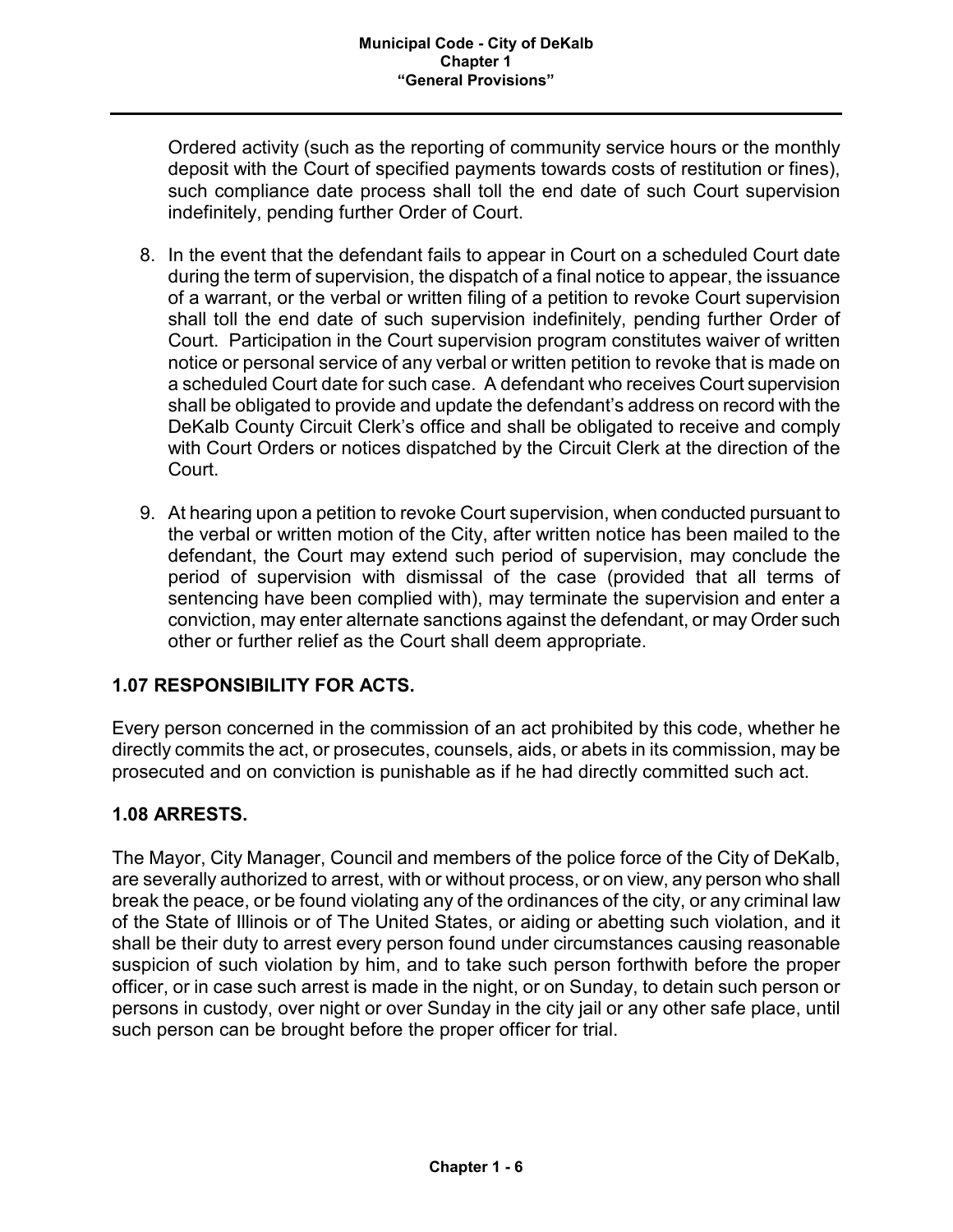Ordered activity (such as the reporting of community service hours or the monthly deposit with the Court of specified payments towards costs of restitution or fines), such compliance date process shall toll the end date of such Court supervision indefinitely, pending further Order of Court.

8. In the event that the defendant fails to appear in Court on a scheduled Court date during the term of supervision, the dispatch of a final notice to appear, the issuance of a warrant, or the verbal or written filing of a petition to revoke Court supervision shall toll the end date of such supervision indefinitely, pending further Order of Court. Participation in the Court supervision program constitutes waiver of written notice or personal service of any verbal or written petition to revoke that is made on a scheduled Court date for such case. A defendant who receives Court supervision shall be obligated to provide and update the defendant's address on record with the DeKalb County Circuit Clerk's office and shall be obligated to receive and comply with Court Orders or notices dispatched by the Circuit Clerk at the direction of the Court.

9. At hearing upon a petition to revoke Court supervision, when conducted pursuant to the verbal or written motion of the City, after written notice has been mailed to the defendant, the Court may extend such period of supervision, may conclude the period of supervision with dismissal of the case (provided that all terms of sentencing have been complied with), may terminate the supervision and enter a conviction, may enter alternate sanctions against the defendant, or may Order such other or further relief as the Court shall deem appropriate.

### 1.07 RESPONSIBILITY FOR ACTS.

Every person concerned in the commission of an act prohibited by this code, whether he directly commits the act, or prosecutes, counsels, aids, or abets in its commission, may be prosecuted and on conviction is punishable as if he had directly committed such act.

### 1.08 ARRESTS.

The Mayor, City Manager, Council and members of the police force of the City of DeKalb, are severally authorized to arrest, with or without process, or on view, any person who shall break the peace, or be found violating any of the ordinances of the city, or any criminal law of the State of Illinois or of The United States, or aiding or abetting such violation, and it shall be their duty to arrest every person found under circumstances causing reasonable suspicion of such violation by him, and to take such person forthwith before the proper officer, or in case such arrest is made in the night, or on Sunday, to detain such person or persons in custody, over night or over Sunday in the city jail or any other safe place, until such person can be brought before the proper officer for trial.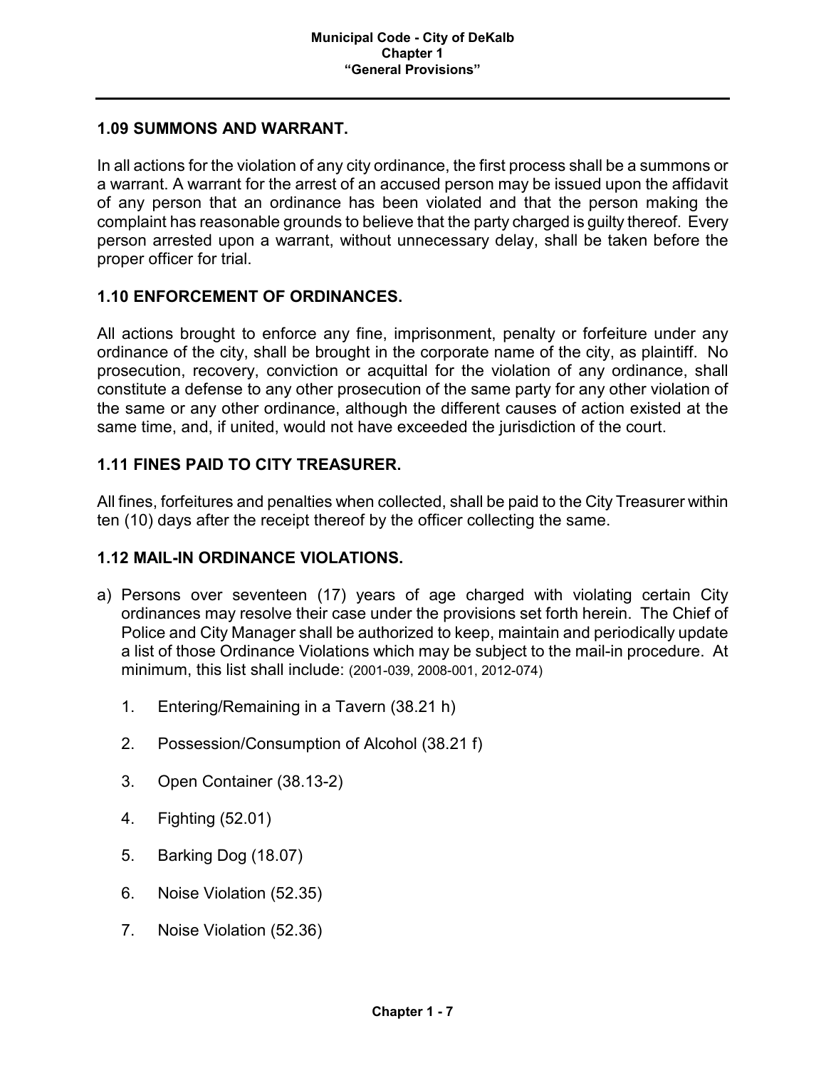## 1.09 SUMMONS AND WARRANT.

In all actions for the violation of any city ordinance, the first process shall be a summons or a warrant. A warrant for the arrest of an accused person may be issued upon the affidavit of any person that an ordinance has been violated and that the person making the complaint has reasonable grounds to believe that the party charged is guilty thereof. Every person arrested upon a warrant, without unnecessary delay, shall be taken before the proper officer for trial.

## 1.10 ENFORCEMENT OF ORDINANCES.

All actions brought to enforce any fine, imprisonment, penalty or forfeiture under any ordinance of the city, shall be brought in the corporate name of the city, as plaintiff. No prosecution, recovery, conviction or acquittal for the violation of any ordinance, shall constitute a defense to any other prosecution of the same party for any other violation of the same or any other ordinance, although the different causes of action existed at the same time, and, if united, would not have exceeded the jurisdiction of the court.

## 1.11 FINES PAID TO CITY TREASURER.

All fines, forfeitures and penalties when collected, shall be paid to the City Treasurer within ten (10) days after the receipt thereof by the officer collecting the same.

## 1.12 MAIL-IN ORDINANCE VIOLATIONS.

a) Persons over seventeen (17) years of age charged with violating certain City ordinances may resolve their case under the provisions set forth herein. The Chief of Police and City Manager shall be authorized to keep, maintain and periodically update a list of those Ordinance Violations which may be subject to the mail-in procedure. At minimum, this list shall include: (2001-039, 2008-001, 2012-074)

   1. Entering/Remaining in a Tavern (38.21 h)
   2. Possession/Consumption of Alcohol (38.21 f)
   3. Open Container (38.13-2)
   4. Fighting (52.01)
   5. Barking Dog (18.07)
   6. Noise Violation (52.35)
   7. Noise Violation (52.36)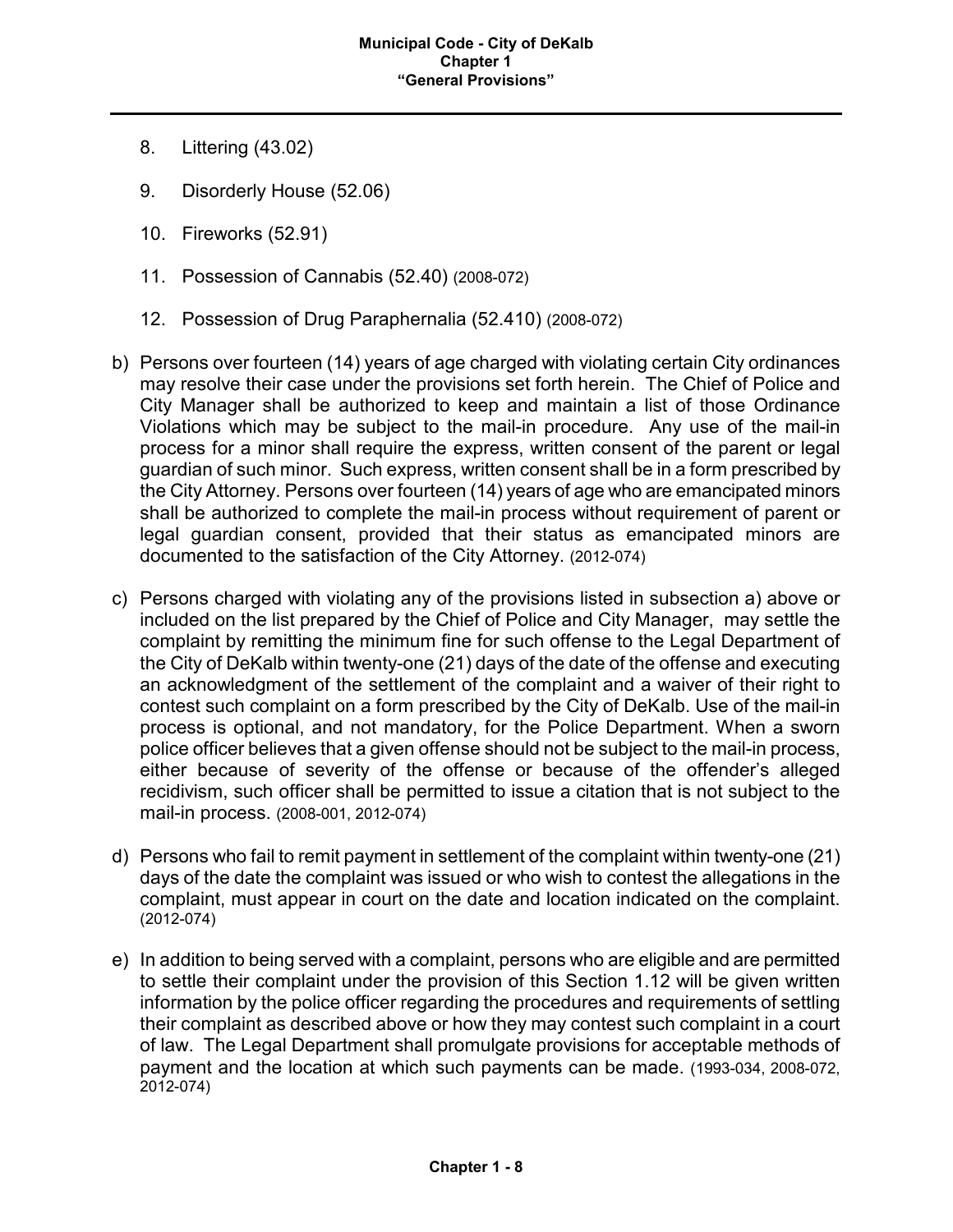8. Littering (43.02)

9. Disorderly House (52.06)

10. Fireworks (52.91)

11. Possession of Cannabis (52.40) (2008-072)

12. Possession of Drug Paraphernalia (52.410) (2008-072)

b) Persons over fourteen (14) years of age charged with violating certain City ordinances may resolve their case under the provisions set forth herein. The Chief of Police and City Manager shall be authorized to keep and maintain a list of those Ordinance Violations which may be subject to the mail-in procedure. Any use of the mail-in process for a minor shall require the express, written consent of the parent or legal guardian of such minor. Such express, written consent shall be in a form prescribed by the City Attorney. Persons over fourteen (14) years of age who are emancipated minors shall be authorized to complete the mail-in process without requirement of parent or legal guardian consent, provided that their status as emancipated minors are documented to the satisfaction of the City Attorney. (2012-074)

c) Persons charged with violating any of the provisions listed in subsection a) above or included on the list prepared by the Chief of Police and City Manager, may settle the complaint by remitting the minimum fine for such offense to the Legal Department of the City of DeKalb within twenty-one (21) days of the date of the offense and executing an acknowledgment of the settlement of the complaint and a waiver of their right to contest such complaint on a form prescribed by the City of DeKalb. Use of the mail-in process is optional, and not mandatory, for the Police Department. When a sworn police officer believes that a given offense should not be subject to the mail-in process, either because of severity of the offense or because of the offender's alleged recidivism, such officer shall be permitted to issue a citation that is not subject to the mail-in process. (2008-001, 2012-074)

d) Persons who fail to remit payment in settlement of the complaint within twenty-one (21) days of the date the complaint was issued or who wish to contest the allegations in the complaint, must appear in court on the date and location indicated on the complaint. (2012-074)

e) In addition to being served with a complaint, persons who are eligible and are permitted to settle their complaint under the provision of this Section 1.12 will be given written information by the police officer regarding the procedures and requirements of settling their complaint as described above or how they may contest such complaint in a court of law. The Legal Department shall promulgate provisions for acceptable methods of payment and the location at which such payments can be made. (1993-034, 2008-072, 2012-074)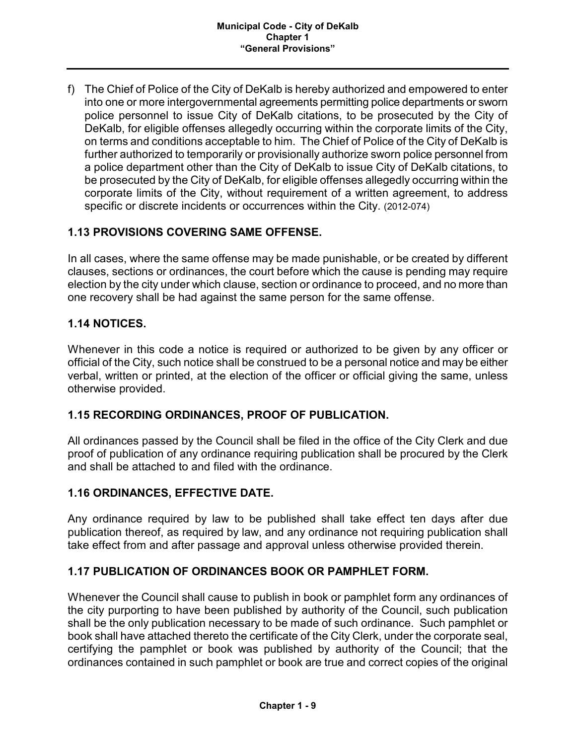f) The Chief of Police of the City of DeKalb is hereby authorized and empowered to enter into one or more intergovernmental agreements permitting police departments or sworn police personnel to issue City of DeKalb citations, to be prosecuted by the City of DeKalb, for eligible offenses allegedly occurring within the corporate limits of the City, on terms and conditions acceptable to him. The Chief of Police of the City of DeKalb is further authorized to temporarily or provisionally authorize sworn police personnel from a police department other than the City of DeKalb to issue City of DeKalb citations, to be prosecuted by the City of DeKalb, for eligible offenses allegedly occurring within the corporate limits of the City, without requirement of a written agreement, to address specific or discrete incidents or occurrences within the City. (2012-074)

### 1.13 PROVISIONS COVERING SAME OFFENSE.

In all cases, where the same offense may be made punishable, or be created by different clauses, sections or ordinances, the court before which the cause is pending may require election by the city under which clause, section or ordinance to proceed, and no more than one recovery shall be had against the same person for the same offense.

### 1.14 NOTICES.

Whenever in this code a notice is required or authorized to be given by any officer or official of the City, such notice shall be construed to be a personal notice and may be either verbal, written or printed, at the election of the officer or official giving the same, unless otherwise provided.

### 1.15 RECORDING ORDINANCES, PROOF OF PUBLICATION.

All ordinances passed by the Council shall be filed in the office of the City Clerk and due proof of publication of any ordinance requiring publication shall be procured by the Clerk and shall be attached to and filed with the ordinance.

### 1.16 ORDINANCES, EFFECTIVE DATE.

Any ordinance required by law to be published shall take effect ten days after due publication thereof, as required by law, and any ordinance not requiring publication shall take effect from and after passage and approval unless otherwise provided therein.

### 1.17 PUBLICATION OF ORDINANCES BOOK OR PAMPHLET FORM.

Whenever the Council shall cause to publish in book or pamphlet form any ordinances of the city purporting to have been published by authority of the Council, such publication shall be the only publication necessary to be made of such ordinance. Such pamphlet or book shall have attached thereto the certificate of the City Clerk, under the corporate seal, certifying the pamphlet or book was published by authority of the Council; that the ordinances contained in such pamphlet or book are true and correct copies of the original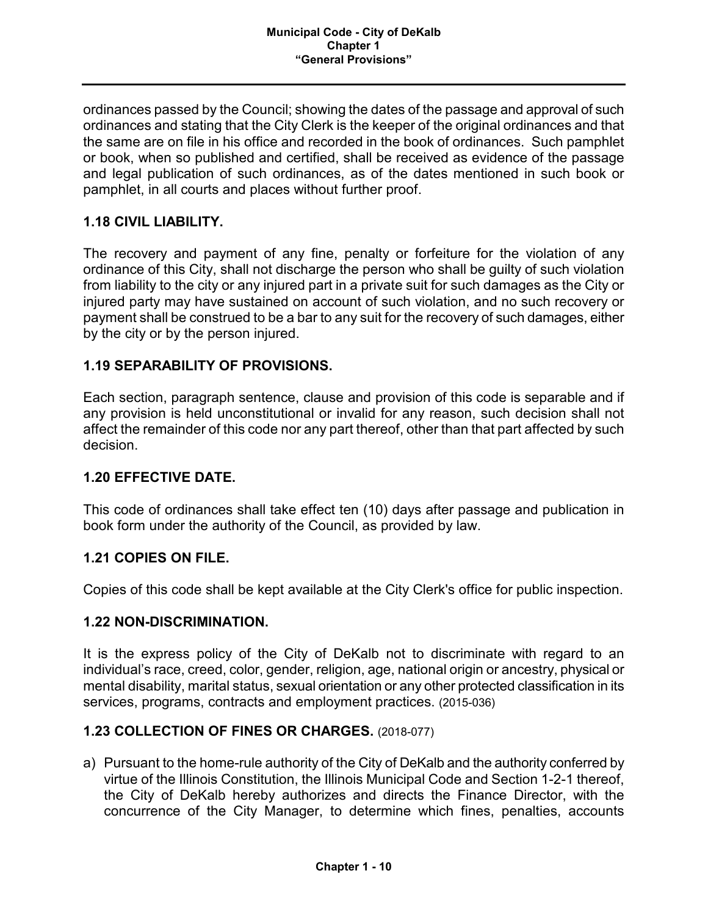ordinances passed by the Council; showing the dates of the passage and approval of such ordinances and stating that the City Clerk is the keeper of the original ordinances and that the same are on file in his office and recorded in the book of ordinances. Such pamphlet or book, when so published and certified, shall be received as evidence of the passage and legal publication of such ordinances, as of the dates mentioned in such book or pamphlet, in all courts and places without further proof.

### 1.18 CIVIL LIABILITY.

The recovery and payment of any fine, penalty or forfeiture for the violation of any ordinance of this City, shall not discharge the person who shall be guilty of such violation from liability to the city or any injured part in a private suit for such damages as the City or injured party may have sustained on account of such violation, and no such recovery or payment shall be construed to be a bar to any suit for the recovery of such damages, either by the city or by the person injured.

### 1.19 SEPARABILITY OF PROVISIONS.

Each section, paragraph sentence, clause and provision of this code is separable and if any provision is held unconstitutional or invalid for any reason, such decision shall not affect the remainder of this code nor any part thereof, other than that part affected by such decision.

### 1.20 EFFECTIVE DATE.

This code of ordinances shall take effect ten (10) days after passage and publication in book form under the authority of the Council, as provided by law.

### 1.21 COPIES ON FILE.

Copies of this code shall be kept available at the City Clerk's office for public inspection.

### 1.22 NON-DISCRIMINATION.

It is the express policy of the City of DeKalb not to discriminate with regard to an individual's race, creed, color, gender, religion, age, national origin or ancestry, physical or mental disability, marital status, sexual orientation or any other protected classification in its services, programs, contracts and employment practices. (2015-036)

### 1.23 COLLECTION OF FINES OR CHARGES. (2018-077)

a) Pursuant to the home-rule authority of the City of DeKalb and the authority conferred by virtue of the Illinois Constitution, the Illinois Municipal Code and Section 1-2-1 thereof, the City of DeKalb hereby authorizes and directs the Finance Director, with the concurrence of the City Manager, to determine which fines, penalties, accounts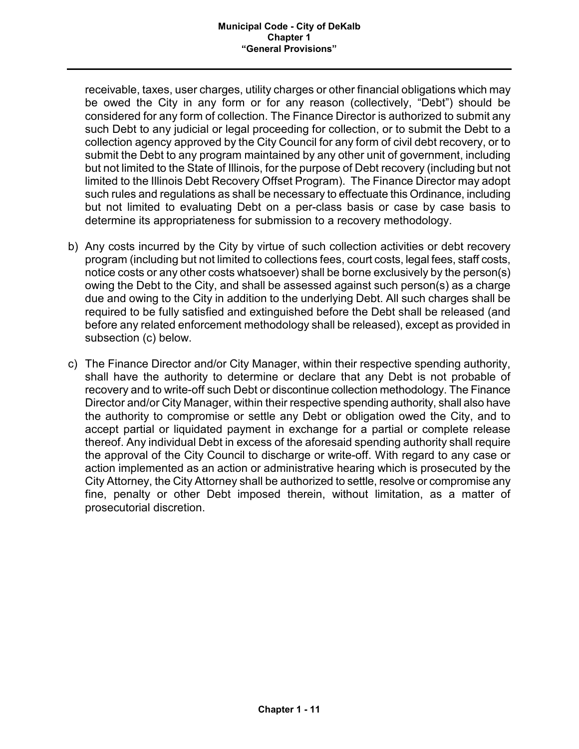receivable, taxes, user charges, utility charges or other financial obligations which may be owed the City in any form or for any reason (collectively, "Debt") should be considered for any form of collection. The Finance Director is authorized to submit any such Debt to any judicial or legal proceeding for collection, or to submit the Debt to a collection agency approved by the City Council for any form of civil debt recovery, or to submit the Debt to any program maintained by any other unit of government, including but not limited to the State of Illinois, for the purpose of Debt recovery (including but not limited to the Illinois Debt Recovery Offset Program). The Finance Director may adopt such rules and regulations as shall be necessary to effectuate this Ordinance, including but not limited to evaluating Debt on a per-class basis or case by case basis to determine its appropriateness for submission to a recovery methodology.

b) Any costs incurred by the City by virtue of such collection activities or debt recovery program (including but not limited to collections fees, court costs, legal fees, staff costs, notice costs or any other costs whatsoever) shall be borne exclusively by the person(s) owing the Debt to the City, and shall be assessed against such person(s) as a charge due and owing to the City in addition to the underlying Debt. All such charges shall be required to be fully satisfied and extinguished before the Debt shall be released (and before any related enforcement methodology shall be released), except as provided in subsection (c) below.

c) The Finance Director and/or City Manager, within their respective spending authority, shall have the authority to determine or declare that any Debt is not probable of recovery and to write-off such Debt or discontinue collection methodology. The Finance Director and/or City Manager, within their respective spending authority, shall also have the authority to compromise or settle any Debt or obligation owed the City, and to accept partial or liquidated payment in exchange for a partial or complete release thereof. Any individual Debt in excess of the aforesaid spending authority shall require the approval of the City Council to discharge or write-off. With regard to any case or action implemented as an action or administrative hearing which is prosecuted by the City Attorney, the City Attorney shall be authorized to settle, resolve or compromise any fine, penalty or other Debt imposed therein, without limitation, as a matter of prosecutorial discretion.